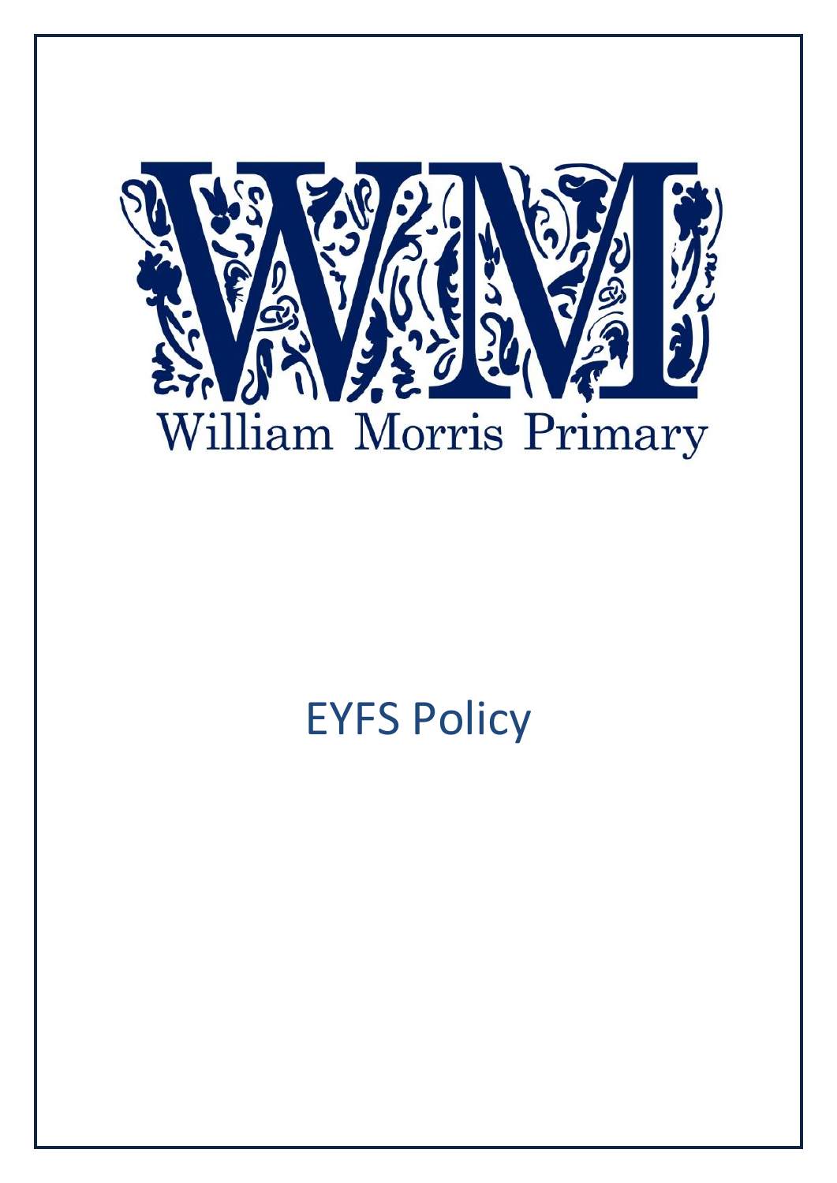William Morris Primary

# EYFS Policy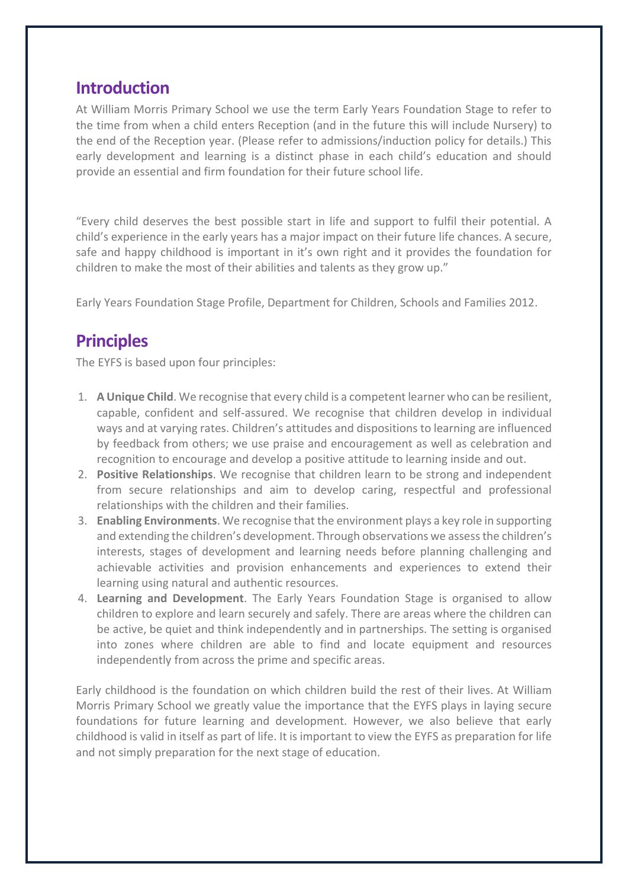## Introduction

At William Morris Primary School we use the term Early Years Foundation Stage to refer to the time from when a child enters Reception (and in the future this will include Nursery) to the end of the Reception year. (Please refer to admissions/induction policy for details.) This early development and learning is a distinct phase in each child's education and should provide an essential and firm foundation for their future school life.

"Every child deserves the best possible start in life and support to fulfil their potential. A child's experience in the early years has a major impact on their future life chances. A secure, safe and happy childhood is important in it's own right and it provides the foundation for children to make the most of their abilities and talents as they grow up."

Early Years Foundation Stage Profile, Department for Children, Schools and Families 2012.

## Principles

The EYFS is based upon four principles:

1. **A Unique Child**. We recognise that every child is a competent learner who can be resilient, capable, confident and self-assured. We recognise that children develop in individual ways and at varying rates. Children's attitudes and dispositions to learning are influenced by feedback from others; we use praise and encouragement as well as celebration and recognition to encourage and develop a positive attitude to learning inside and out.
2. **Positive Relationships**. We recognise that children learn to be strong and independent from secure relationships and aim to develop caring, respectful and professional relationships with the children and their families.
3. **Enabling Environments**. We recognise that the environment plays a key role in supporting and extending the children's development. Through observations we assess the children's interests, stages of development and learning needs before planning challenging and achievable activities and provision enhancements and experiences to extend their learning using natural and authentic resources.
4. **Learning and Development**. The Early Years Foundation Stage is organised to allow children to explore and learn securely and safely. There are areas where the children can be active, be quiet and think independently and in partnerships. The setting is organised into zones where children are able to find and locate equipment and resources independently from across the prime and specific areas.

Early childhood is the foundation on which children build the rest of their lives. At William Morris Primary School we greatly value the importance that the EYFS plays in laying secure foundations for future learning and development. However, we also believe that early childhood is valid in itself as part of life. It is important to view the EYFS as preparation for life and not simply preparation for the next stage of education.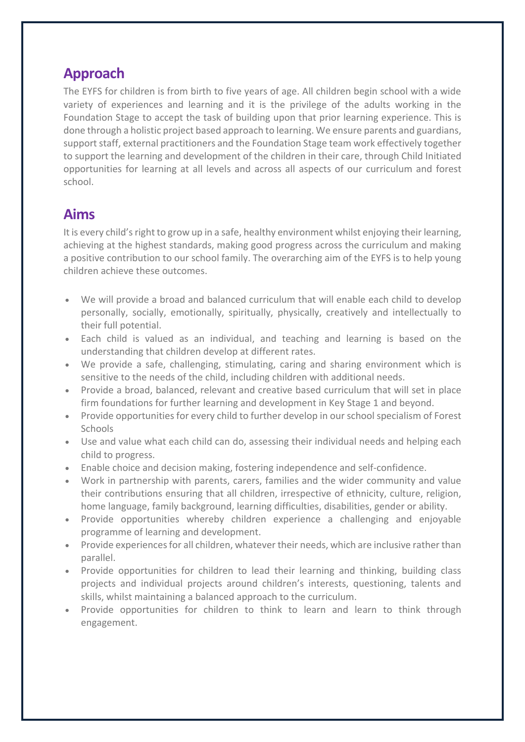## Approach

The EYFS for children is from birth to five years of age. All children begin school with a wide variety of experiences and learning and it is the privilege of the adults working in the Foundation Stage to accept the task of building upon that prior learning experience. This is done through a holistic project based approach to learning. We ensure parents and guardians, support staff, external practitioners and the Foundation Stage team work effectively together to support the learning and development of the children in their care, through Child Initiated opportunities for learning at all levels and across all aspects of our curriculum and forest school.

## Aims

It is every child's right to grow up in a safe, healthy environment whilst enjoying their learning, achieving at the highest standards, making good progress across the curriculum and making a positive contribution to our school family. The overarching aim of the EYFS is to help young children achieve these outcomes.

- We will provide a broad and balanced curriculum that will enable each child to develop personally, socially, emotionally, spiritually, physically, creatively and intellectually to their full potential.
- Each child is valued as an individual, and teaching and learning is based on the understanding that children develop at different rates.
- We provide a safe, challenging, stimulating, caring and sharing environment which is sensitive to the needs of the child, including children with additional needs.
- Provide a broad, balanced, relevant and creative based curriculum that will set in place firm foundations for further learning and development in Key Stage 1 and beyond.
- Provide opportunities for every child to further develop in our school specialism of Forest Schools
- Use and value what each child can do, assessing their individual needs and helping each child to progress.
- Enable choice and decision making, fostering independence and self-confidence.
- Work in partnership with parents, carers, families and the wider community and value their contributions ensuring that all children, irrespective of ethnicity, culture, religion, home language, family background, learning difficulties, disabilities, gender or ability.
- Provide opportunities whereby children experience a challenging and enjoyable programme of learning and development.
- Provide experiences for all children, whatever their needs, which are inclusive rather than parallel.
- Provide opportunities for children to lead their learning and thinking, building class projects and individual projects around children's interests, questioning, talents and skills, whilst maintaining a balanced approach to the curriculum.
- Provide opportunities for children to think to learn and learn to think through engagement.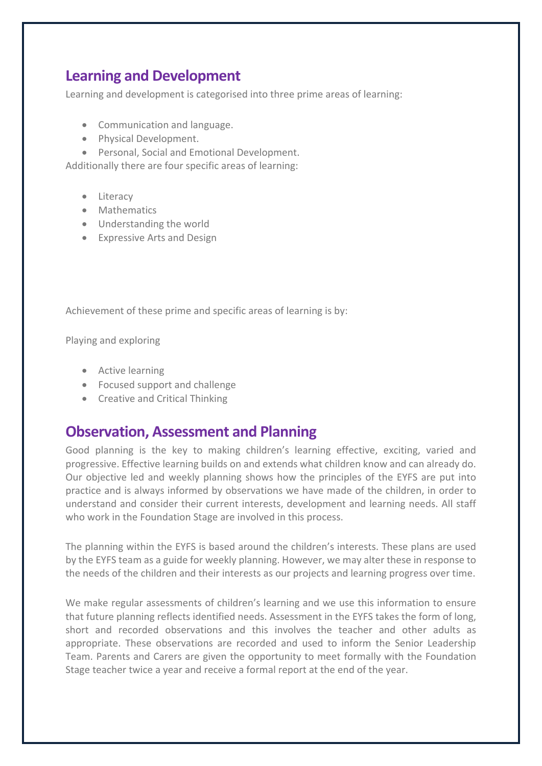## Learning and Development

Learning and development is categorised into three prime areas of learning:

- Communication and language.
- Physical Development.
- Personal, Social and Emotional Development.

Additionally there are four specific areas of learning:

- Literacy
- Mathematics
- Understanding the world
- Expressive Arts and Design

Achievement of these prime and specific areas of learning is by:

Playing and exploring

- Active learning
- Focused support and challenge
- Creative and Critical Thinking

## Observation, Assessment and Planning

Good planning is the key to making children's learning effective, exciting, varied and progressive. Effective learning builds on and extends what children know and can already do. Our objective led and weekly planning shows how the principles of the EYFS are put into practice and is always informed by observations we have made of the children, in order to understand and consider their current interests, development and learning needs. All staff who work in the Foundation Stage are involved in this process.

The planning within the EYFS is based around the children's interests. These plans are used by the EYFS team as a guide for weekly planning. However, we may alter these in response to the needs of the children and their interests as our projects and learning progress over time.

We make regular assessments of children's learning and we use this information to ensure that future planning reflects identified needs. Assessment in the EYFS takes the form of long, short and recorded observations and this involves the teacher and other adults as appropriate. These observations are recorded and used to inform the Senior Leadership Team. Parents and Carers are given the opportunity to meet formally with the Foundation Stage teacher twice a year and receive a formal report at the end of the year.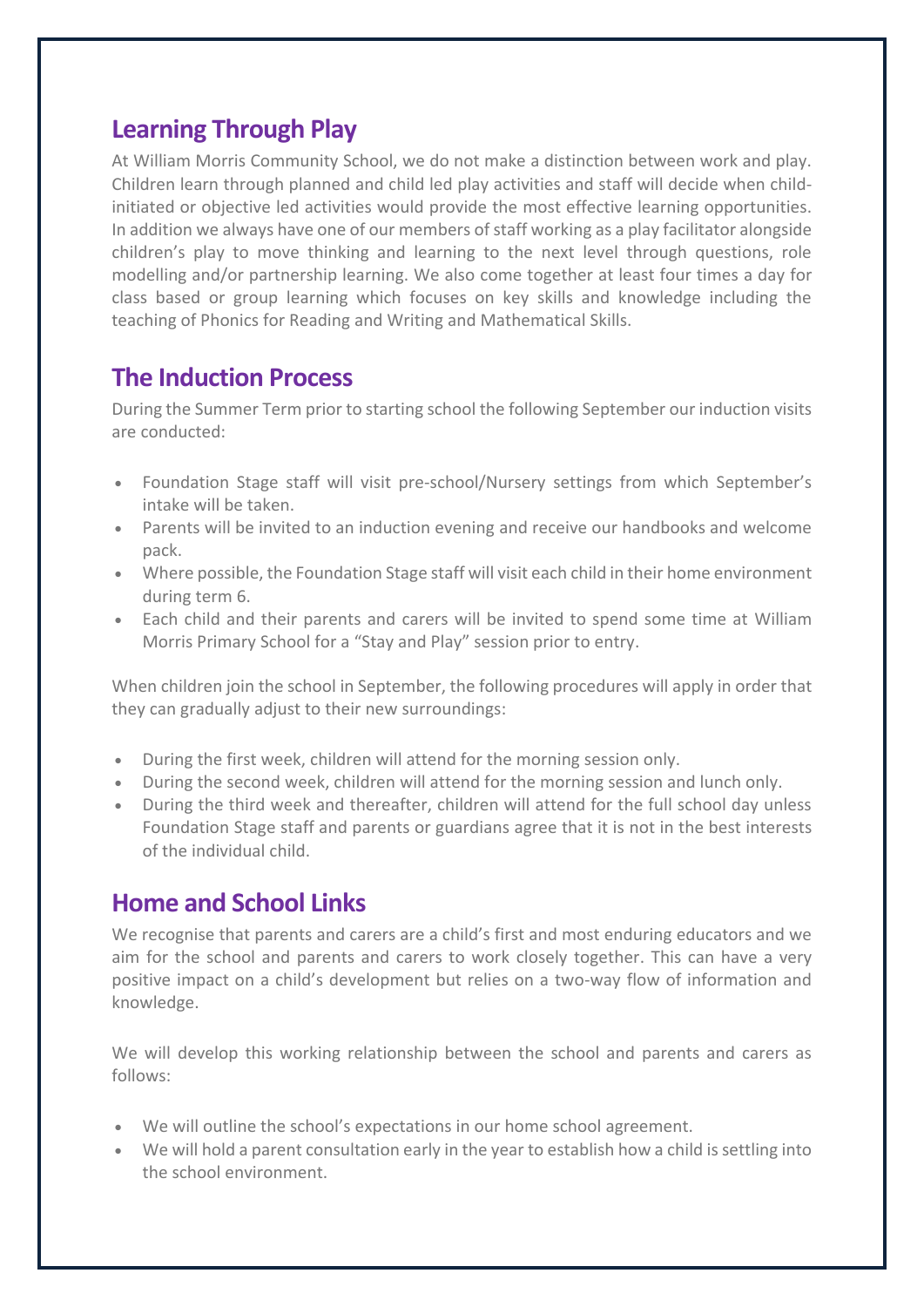## Learning Through Play

At William Morris Community School, we do not make a distinction between work and play. Children learn through planned and child led play activities and staff will decide when child-initiated or objective led activities would provide the most effective learning opportunities. In addition we always have one of our members of staff working as a play facilitator alongside children's play to move thinking and learning to the next level through questions, role modelling and/or partnership learning. We also come together at least four times a day for class based or group learning which focuses on key skills and knowledge including the teaching of Phonics for Reading and Writing and Mathematical Skills.

## The Induction Process

During the Summer Term prior to starting school the following September our induction visits are conducted:

- Foundation Stage staff will visit pre-school/Nursery settings from which September's intake will be taken.
- Parents will be invited to an induction evening and receive our handbooks and welcome pack.
- Where possible, the Foundation Stage staff will visit each child in their home environment during term 6.
- Each child and their parents and carers will be invited to spend some time at William Morris Primary School for a "Stay and Play" session prior to entry.

When children join the school in September, the following procedures will apply in order that they can gradually adjust to their new surroundings:

- During the first week, children will attend for the morning session only.
- During the second week, children will attend for the morning session and lunch only.
- During the third week and thereafter, children will attend for the full school day unless Foundation Stage staff and parents or guardians agree that it is not in the best interests of the individual child.

## Home and School Links

We recognise that parents and carers are a child's first and most enduring educators and we aim for the school and parents and carers to work closely together. This can have a very positive impact on a child's development but relies on a two-way flow of information and knowledge.

We will develop this working relationship between the school and parents and carers as follows:

- We will outline the school's expectations in our home school agreement.
- We will hold a parent consultation early in the year to establish how a child is settling into the school environment.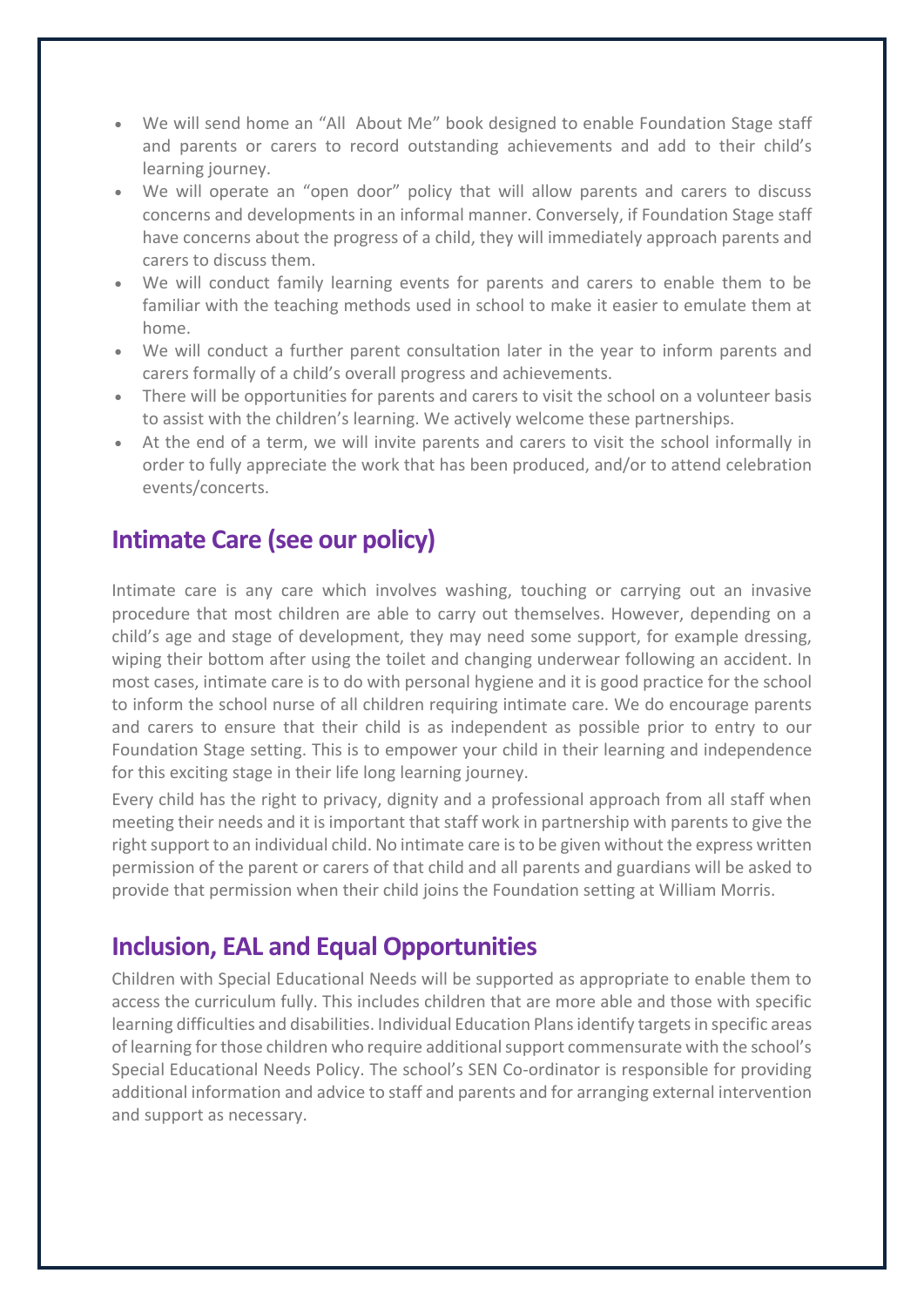- We will send home an "All About Me" book designed to enable Foundation Stage staff and parents or carers to record outstanding achievements and add to their child's learning journey.
- We will operate an "open door" policy that will allow parents and carers to discuss concerns and developments in an informal manner. Conversely, if Foundation Stage staff have concerns about the progress of a child, they will immediately approach parents and carers to discuss them.
- We will conduct family learning events for parents and carers to enable them to be familiar with the teaching methods used in school to make it easier to emulate them at home.
- We will conduct a further parent consultation later in the year to inform parents and carers formally of a child's overall progress and achievements.
- There will be opportunities for parents and carers to visit the school on a volunteer basis to assist with the children's learning. We actively welcome these partnerships.
- At the end of a term, we will invite parents and carers to visit the school informally in order to fully appreciate the work that has been produced, and/or to attend celebration events/concerts.

## Intimate Care (see our policy)

Intimate care is any care which involves washing, touching or carrying out an invasive procedure that most children are able to carry out themselves. However, depending on a child's age and stage of development, they may need some support, for example dressing, wiping their bottom after using the toilet and changing underwear following an accident. In most cases, intimate care is to do with personal hygiene and it is good practice for the school to inform the school nurse of all children requiring intimate care. We do encourage parents and carers to ensure that their child is as independent as possible prior to entry to our Foundation Stage setting. This is to empower your child in their learning and independence for this exciting stage in their life long learning journey.

Every child has the right to privacy, dignity and a professional approach from all staff when meeting their needs and it is important that staff work in partnership with parents to give the right support to an individual child. No intimate care is to be given without the express written permission of the parent or carers of that child and all parents and guardians will be asked to provide that permission when their child joins the Foundation setting at William Morris.

## Inclusion, EAL and Equal Opportunities

Children with Special Educational Needs will be supported as appropriate to enable them to access the curriculum fully. This includes children that are more able and those with specific learning difficulties and disabilities. Individual Education Plans identify targets in specific areas of learning for those children who require additional support commensurate with the school's Special Educational Needs Policy. The school's SEN Co-ordinator is responsible for providing additional information and advice to staff and parents and for arranging external intervention and support as necessary.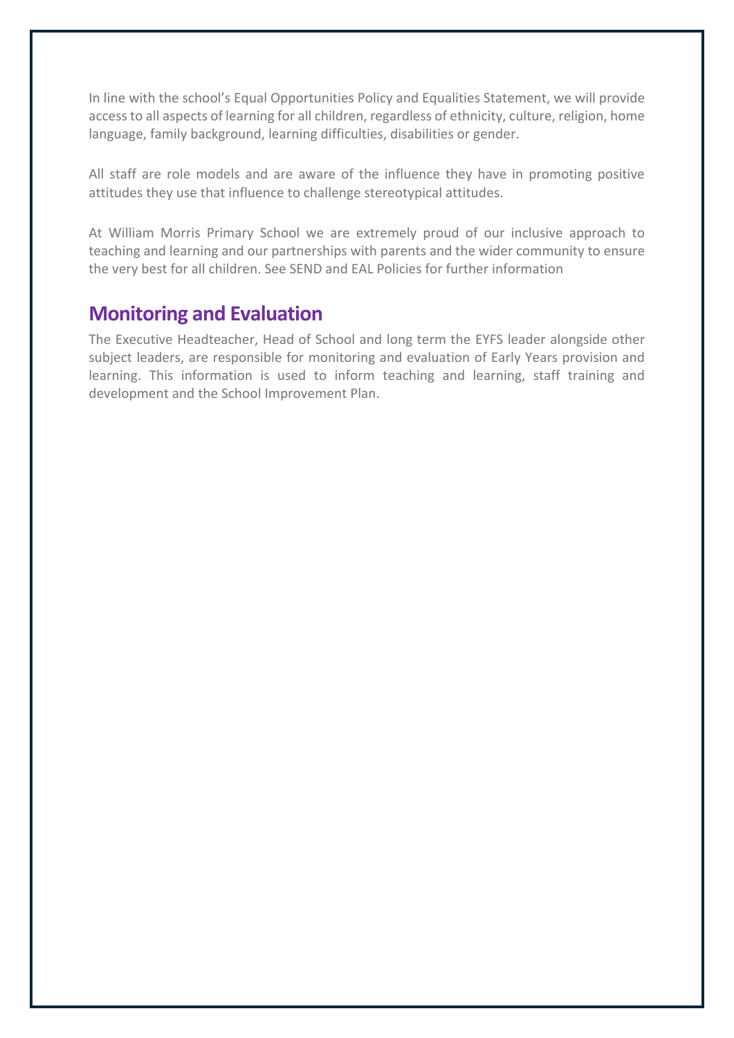In line with the school's Equal Opportunities Policy and Equalities Statement, we will provide access to all aspects of learning for all children, regardless of ethnicity, culture, religion, home language, family background, learning difficulties, disabilities or gender.

All staff are role models and are aware of the influence they have in promoting positive attitudes they use that influence to challenge stereotypical attitudes.

At William Morris Primary School we are extremely proud of our inclusive approach to teaching and learning and our partnerships with parents and the wider community to ensure the very best for all children. See SEND and EAL Policies for further information

## Monitoring and Evaluation

The Executive Headteacher, Head of School and long term the EYFS leader alongside other subject leaders, are responsible for monitoring and evaluation of Early Years provision and learning. This information is used to inform teaching and learning, staff training and development and the School Improvement Plan.